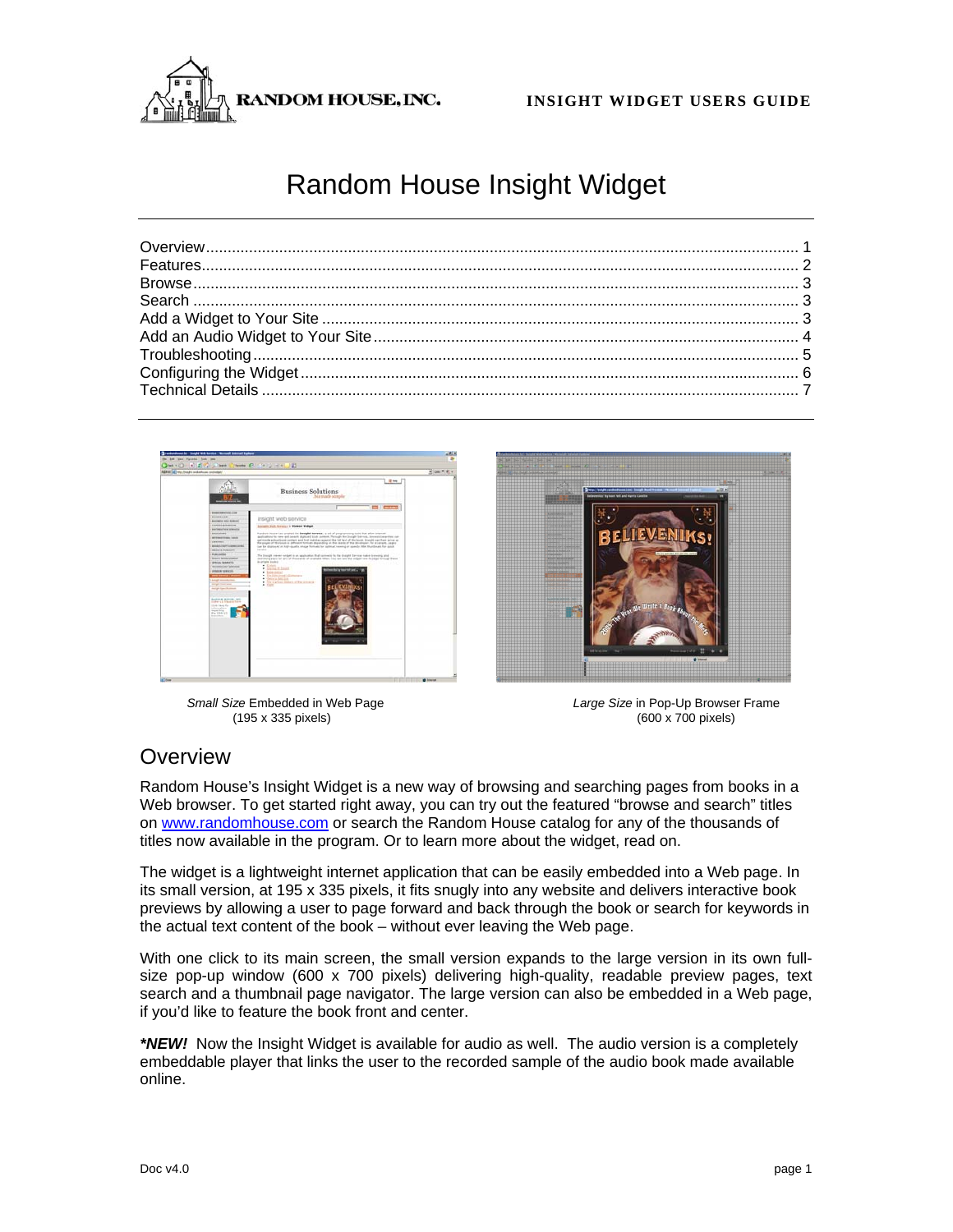# Random House Insight Widget

Overview ........................................................................................................................................ 1
Features......................................................................................................................................... 2
Browse........................................................................................................................................... 3
Search ........................................................................................................................................... 3
Add a Widget to Your Site ............................................................................................................. 3
Add an Audio Widget to Your Site................................................................................................. 4
Troubleshooting............................................................................................................................. 5
Configuring the Widget.................................................................................................................. 6
Technical Details ........................................................................................................................... 7

*Small Size* Embedded in Web Page
(195 x 335 pixels)

*Large Size* in Pop-Up Browser Frame
(600 x 700 pixels)

## Overview

Random House's Insight Widget is a new way of browsing and searching pages from books in a Web browser. To get started right away, you can try out the featured "browse and search" titles on www.randomhouse.com or search the Random House catalog for any of the thousands of titles now available in the program. Or to learn more about the widget, read on.

The widget is a lightweight internet application that can be easily embedded into a Web page. In its small version, at 195 x 335 pixels, it fits snugly into any website and delivers interactive book previews by allowing a user to page forward and back through the book or search for keywords in the actual text content of the book – without ever leaving the Web page.

With one click to its main screen, the small version expands to the large version in its own full-size pop-up window (600 x 700 pixels) delivering high-quality, readable preview pages, text search and a thumbnail page navigator. The large version can also be embedded in a Web page, if you'd like to feature the book front and center.

***NEW!*** Now the Insight Widget is available for audio as well. The audio version is a completely embeddable player that links the user to the recorded sample of the audio book made available online.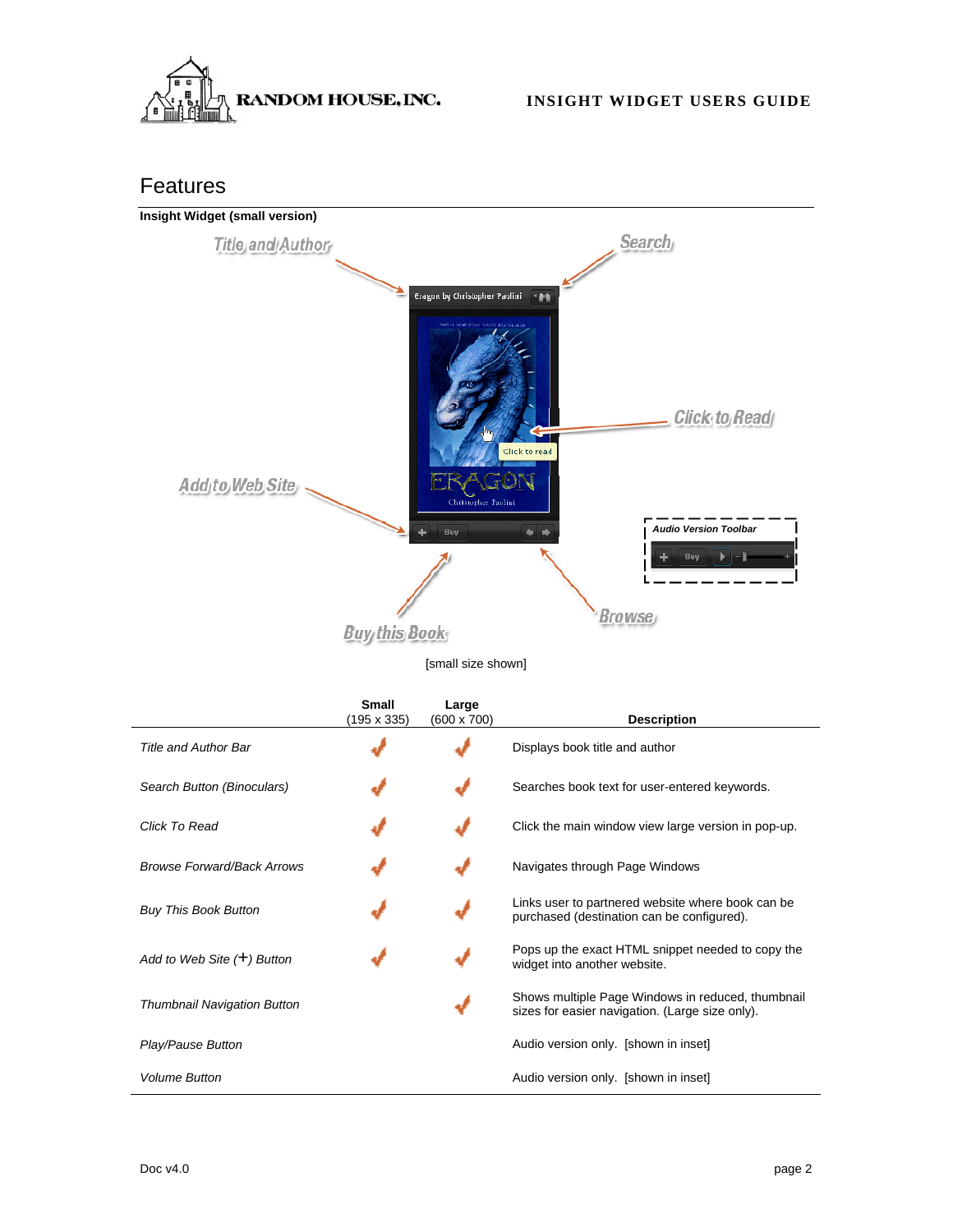## Features

**Insight Widget (small version)**

Title and Author

Search

Click to Read

Add to Web Site

Audio Version Toolbar

Buy this Book

Browse

[small size shown]

| | Small (195 x 335) | Large (600 x 700) | Description |
|---|---|---|---|
| *Title and Author Bar* | ✓ | ✓ | Displays book title and author |
| *Search Button (Binoculars)* | ✓ | ✓ | Searches book text for user-entered keywords. |
| *Click To Read* | ✓ | ✓ | Click the main window view large version in pop-up. |
| *Browse Forward/Back Arrows* | ✓ | ✓ | Navigates through Page Windows |
| *Buy This Book Button* | ✓ | ✓ | Links user to partnered website where book can be purchased (destination can be configured). |
| *Add to Web Site (+) Button* | ✓ | ✓ | Pops up the exact HTML snippet needed to copy the widget into another website. |
| *Thumbnail Navigation Button* | | ✓ | Shows multiple Page Windows in reduced, thumbnail sizes for easier navigation. (Large size only). |
| *Play/Pause Button* | | | Audio version only. [shown in inset] |
| *Volume Button* | | | Audio version only. [shown in inset] |

Doc v4.0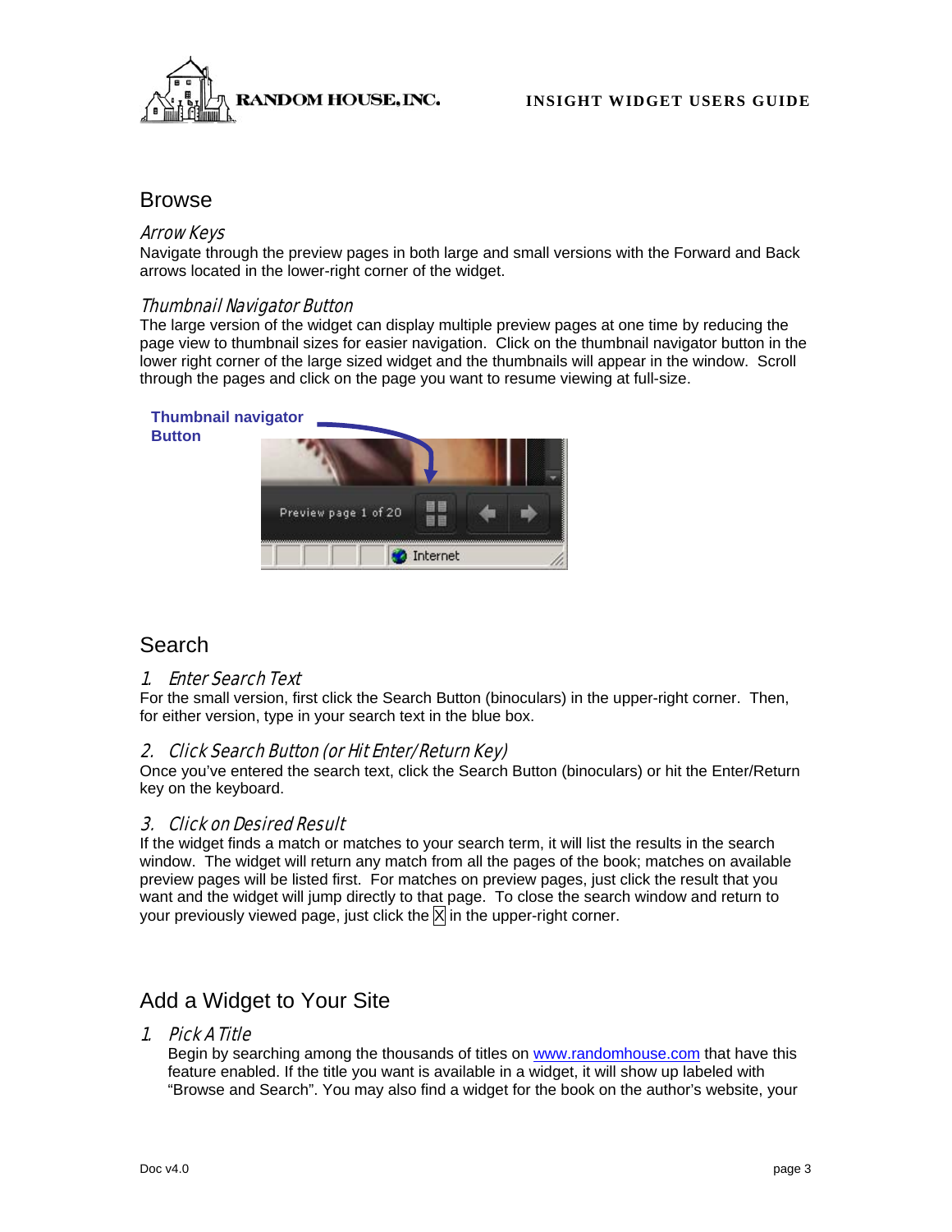## Browse

### *Arrow Keys*

Navigate through the preview pages in both large and small versions with the Forward and Back arrows located in the lower-right corner of the widget.

### *Thumbnail Navigator Button*

The large version of the widget can display multiple preview pages at one time by reducing the page view to thumbnail sizes for easier navigation. Click on the thumbnail navigator button in the lower right corner of the large sized widget and the thumbnails will appear in the window. Scroll through the pages and click on the page you want to resume viewing at full-size.

**Thumbnail navigator Button**

## Search

### *1. Enter Search Text*

For the small version, first click the Search Button (binoculars) in the upper-right corner. Then, for either version, type in your search text in the blue box.

### *2. Click Search Button (or Hit Enter/Return Key)*

Once you've entered the search text, click the Search Button (binoculars) or hit the Enter/Return key on the keyboard.

### *3. Click on Desired Result*

If the widget finds a match or matches to your search term, it will list the results in the search window. The widget will return any match from all the pages of the book; matches on available preview pages will be listed first. For matches on preview pages, just click the result that you want and the widget will jump directly to that page. To close the search window and return to your previously viewed page, just click the X in the upper-right corner.

## Add a Widget to Your Site

### *1. Pick A Title*

Begin by searching among the thousands of titles on www.randomhouse.com that have this feature enabled. If the title you want is available in a widget, it will show up labeled with "Browse and Search". You may also find a widget for the book on the author's website, your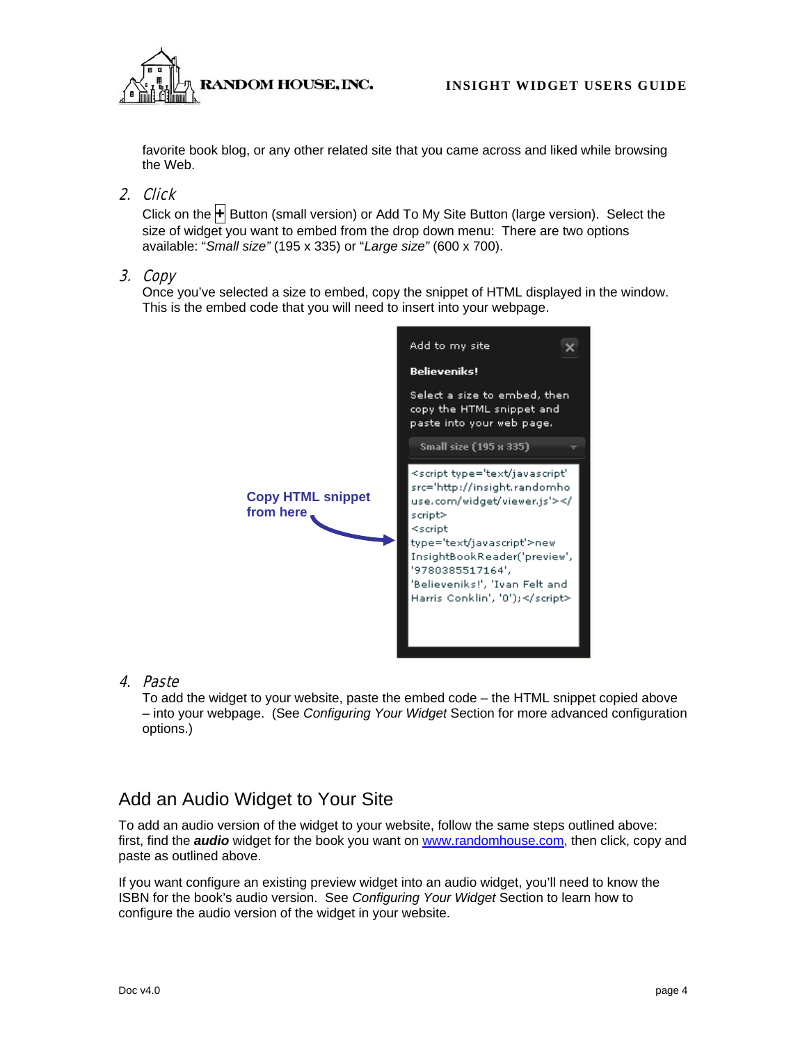favorite book blog, or any other related site that you came across and liked while browsing the Web.

2. *Click*

   Click on the **+** Button (small version) or Add To My Site Button (large version). Select the size of widget you want to embed from the drop down menu: There are two options available: "*Small size*" (195 x 335) or "*Large size*" (600 x 700).

3. *Copy*

   Once you've selected a size to embed, copy the snippet of HTML displayed in the window. This is the embed code that you will need to insert into your webpage.

**Copy HTML snippet from here**

Add to my site

**Believeniks!**

Select a size to embed, then copy the HTML snippet and paste into your web page.

Small size (195 x 335)

```
<script type='text/javascript' src='http://insight.randomhouse.com/widget/viewer.js'></script>
<script type='text/javascript'>new InsightBookReader('preview', '9780385517164', 'Believeniks!', 'Ivan Felt and Harris Conklin', '0');</script>
```

4. *Paste*

   To add the widget to your website, paste the embed code – the HTML snippet copied above – into your webpage. (See *Configuring Your Widget* Section for more advanced configuration options.)

## Add an Audio Widget to Your Site

To add an audio version of the widget to your website, follow the same steps outlined above: first, find the ***audio*** widget for the book you want on www.randomhouse.com, then click, copy and paste as outlined above.

If you want configure an existing preview widget into an audio widget, you'll need to know the ISBN for the book's audio version. See *Configuring Your Widget* Section to learn how to configure the audio version of the widget in your website.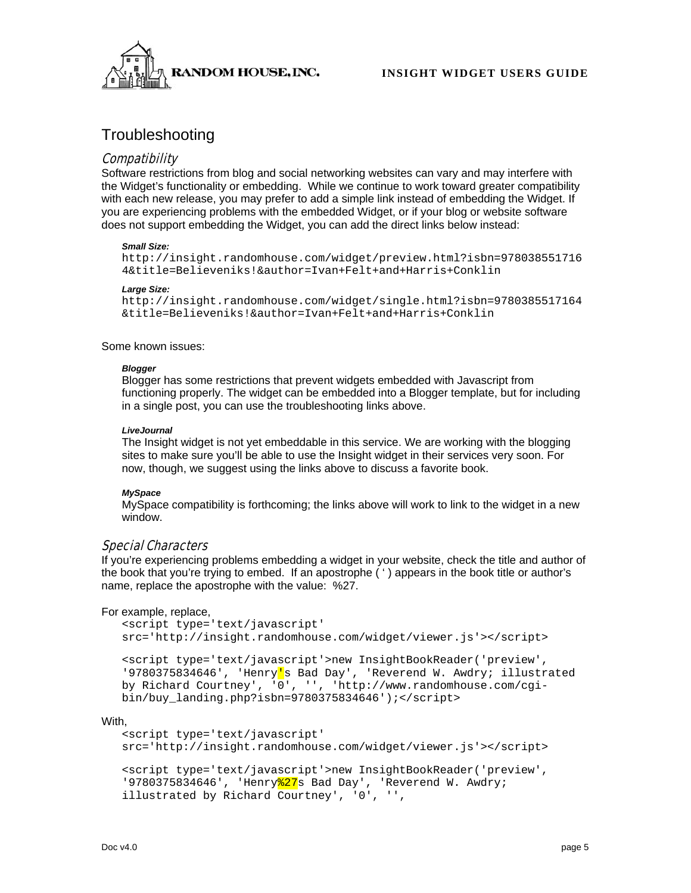# Troubleshooting

## *Compatibility*

Software restrictions from blog and social networking websites can vary and may interfere with the Widget's functionality or embedding. While we continue to work toward greater compatibility with each new release, you may prefer to add a simple link instead of embedding the Widget. If you are experiencing problems with the embedded Widget, or if your blog or website software does not support embedding the Widget, you can add the direct links below instead:

***Small Size:***

```
http://insight.randomhouse.com/widget/preview.html?isbn=9780385517164&title=Believeniks!&author=Ivan+Felt+and+Harris+Conklin
```

***Large Size:***

```
http://insight.randomhouse.com/widget/single.html?isbn=9780385517164&title=Believeniks!&author=Ivan+Felt+and+Harris+Conklin
```

Some known issues:

***Blogger***

Blogger has some restrictions that prevent widgets embedded with Javascript from functioning properly. The widget can be embedded into a Blogger template, but for including in a single post, you can use the troubleshooting links above.

***LiveJournal***

The Insight widget is not yet embeddable in this service. We are working with the blogging sites to make sure you'll be able to use the Insight widget in their services very soon. For now, though, we suggest using the links above to discuss a favorite book.

***MySpace***

MySpace compatibility is forthcoming; the links above will work to link to the widget in a new window.

## *Special Characters*

If you're experiencing problems embedding a widget in your website, check the title and author of the book that you're trying to embed. If an apostrophe ( ' ) appears in the book title or author's name, replace the apostrophe with the value: %27.

For example, replace,

```
<script type='text/javascript' src='http://insight.randomhouse.com/widget/viewer.js'></script>

<script type='text/javascript'>new InsightBookReader('preview', '9780375834646', 'Henry's Bad Day', 'Reverend W. Awdry; illustrated by Richard Courtney', '0', '', 'http://www.randomhouse.com/cgi-bin/buy_landing.php?isbn=9780375834646');</script>
```

With,

```
<script type='text/javascript' src='http://insight.randomhouse.com/widget/viewer.js'></script>

<script type='text/javascript'>new InsightBookReader('preview', '9780375834646', 'Henry%27s Bad Day', 'Reverend W. Awdry; illustrated by Richard Courtney', '0', '',
```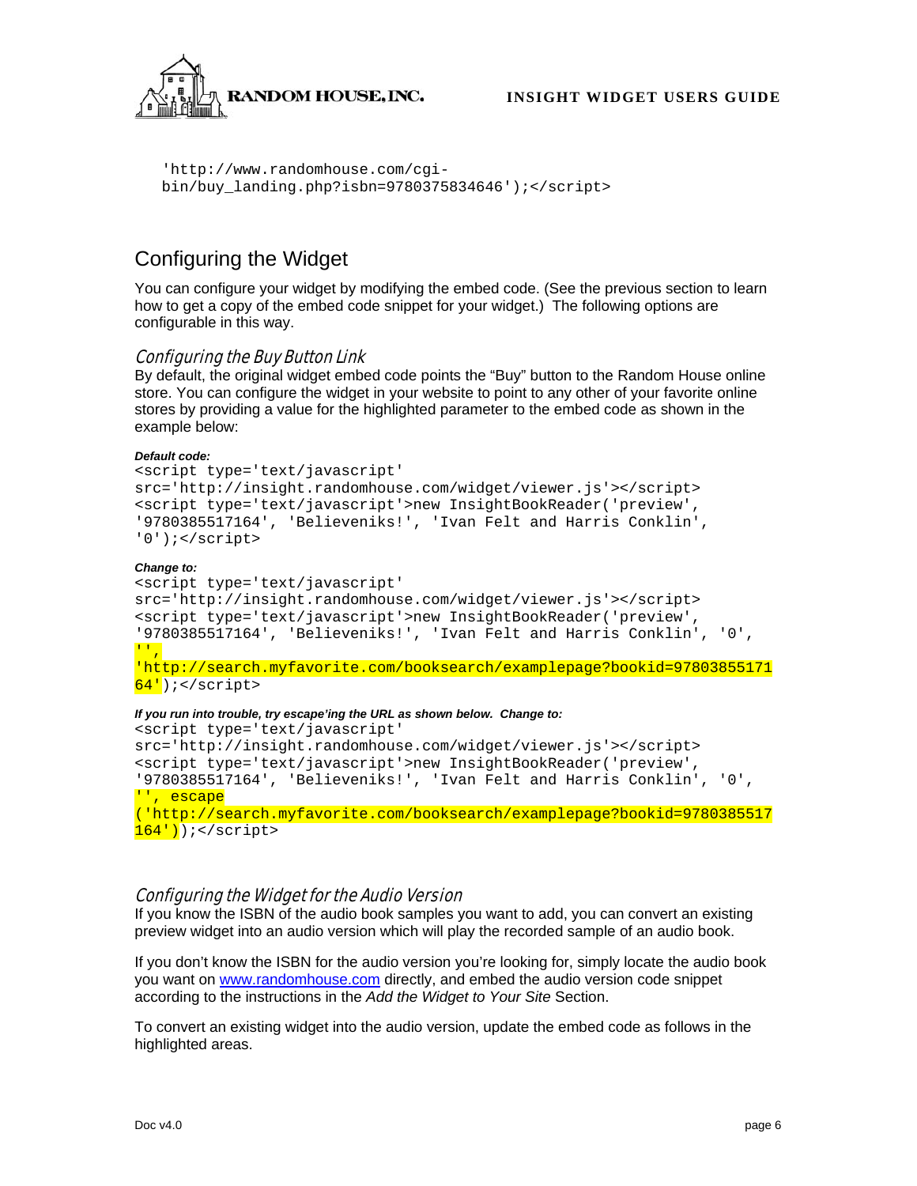```
'http://www.randomhouse.com/cgi-
bin/buy_landing.php?isbn=9780375834646');</script>
```

## Configuring the Widget

You can configure your widget by modifying the embed code. (See the previous section to learn how to get a copy of the embed code snippet for your widget.) The following options are configurable in this way.

### *Configuring the Buy Button Link*

By default, the original widget embed code points the "Buy" button to the Random House online store. You can configure the widget in your website to point to any other of your favorite online stores by providing a value for the highlighted parameter to the embed code as shown in the example below:

***Default code:***

```
<script type='text/javascript'
src='http://insight.randomhouse.com/widget/viewer.js'></script>
<script type='text/javascript'>new InsightBookReader('preview',
'9780385517164', 'Believeniks!', 'Ivan Felt and Harris Conklin',
'0');</script>
```

***Change to:***

```
<script type='text/javascript'
src='http://insight.randomhouse.com/widget/viewer.js'></script>
<script type='text/javascript'>new InsightBookReader('preview',
'9780385517164', 'Believeniks!', 'Ivan Felt and Harris Conklin', '0',
'',
'http://search.myfavorite.com/booksearch/examplepage?bookid=97803855171
64');</script>
```

***If you run into trouble, try escape'ing the URL as shown below. Change to:***

```
<script type='text/javascript'
src='http://insight.randomhouse.com/widget/viewer.js'></script>
<script type='text/javascript'>new InsightBookReader('preview',
'9780385517164', 'Believeniks!', 'Ivan Felt and Harris Conklin', '0',
'', escape
('http://search.myfavorite.com/booksearch/examplepage?bookid=9780385517
164'));</script>
```

### *Configuring the Widget for the Audio Version*

If you know the ISBN of the audio book samples you want to add, you can convert an existing preview widget into an audio version which will play the recorded sample of an audio book.

If you don't know the ISBN for the audio version you're looking for, simply locate the audio book you want on www.randomhouse.com directly, and embed the audio version code snippet according to the instructions in the *Add the Widget to Your Site* Section.

To convert an existing widget into the audio version, update the embed code as follows in the highlighted areas.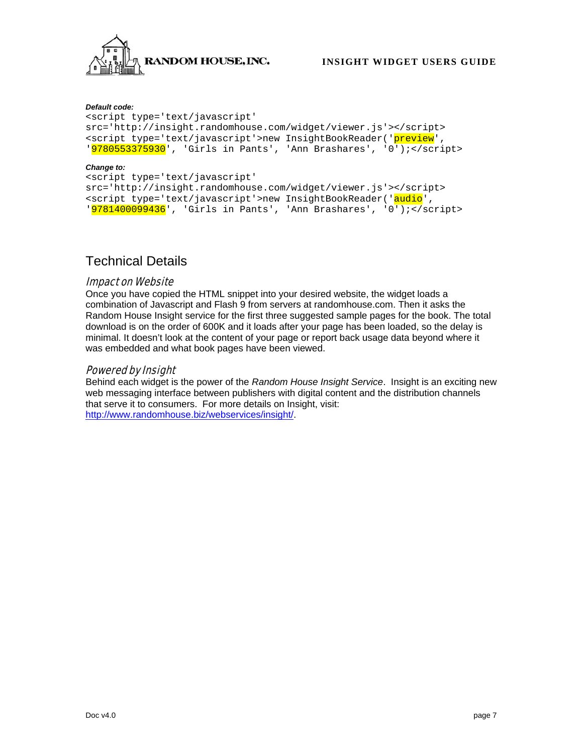***Default code:***

```
<script type='text/javascript'
src='http://insight.randomhouse.com/widget/viewer.js'></script>
<script type='text/javascript'>new InsightBookReader('preview',
'9780553375930', 'Girls in Pants', 'Ann Brashares', '0');</script>
```

***Change to:***

```
<script type='text/javascript'
src='http://insight.randomhouse.com/widget/viewer.js'></script>
<script type='text/javascript'>new InsightBookReader('audio',
'9781400099436', 'Girls in Pants', 'Ann Brashares', '0');</script>
```

## Technical Details

### *Impact on Website*

Once you have copied the HTML snippet into your desired website, the widget loads a combination of Javascript and Flash 9 from servers at randomhouse.com. Then it asks the Random House Insight service for the first three suggested sample pages for the book. The total download is on the order of 600K and it loads after your page has been loaded, so the delay is minimal. It doesn't look at the content of your page or report back usage data beyond where it was embedded and what book pages have been viewed.

### *Powered by Insight*

Behind each widget is the power of the *Random House Insight Service*. Insight is an exciting new web messaging interface between publishers with digital content and the distribution channels that serve it to consumers. For more details on Insight, visit: http://www.randomhouse.biz/webservices/insight/.